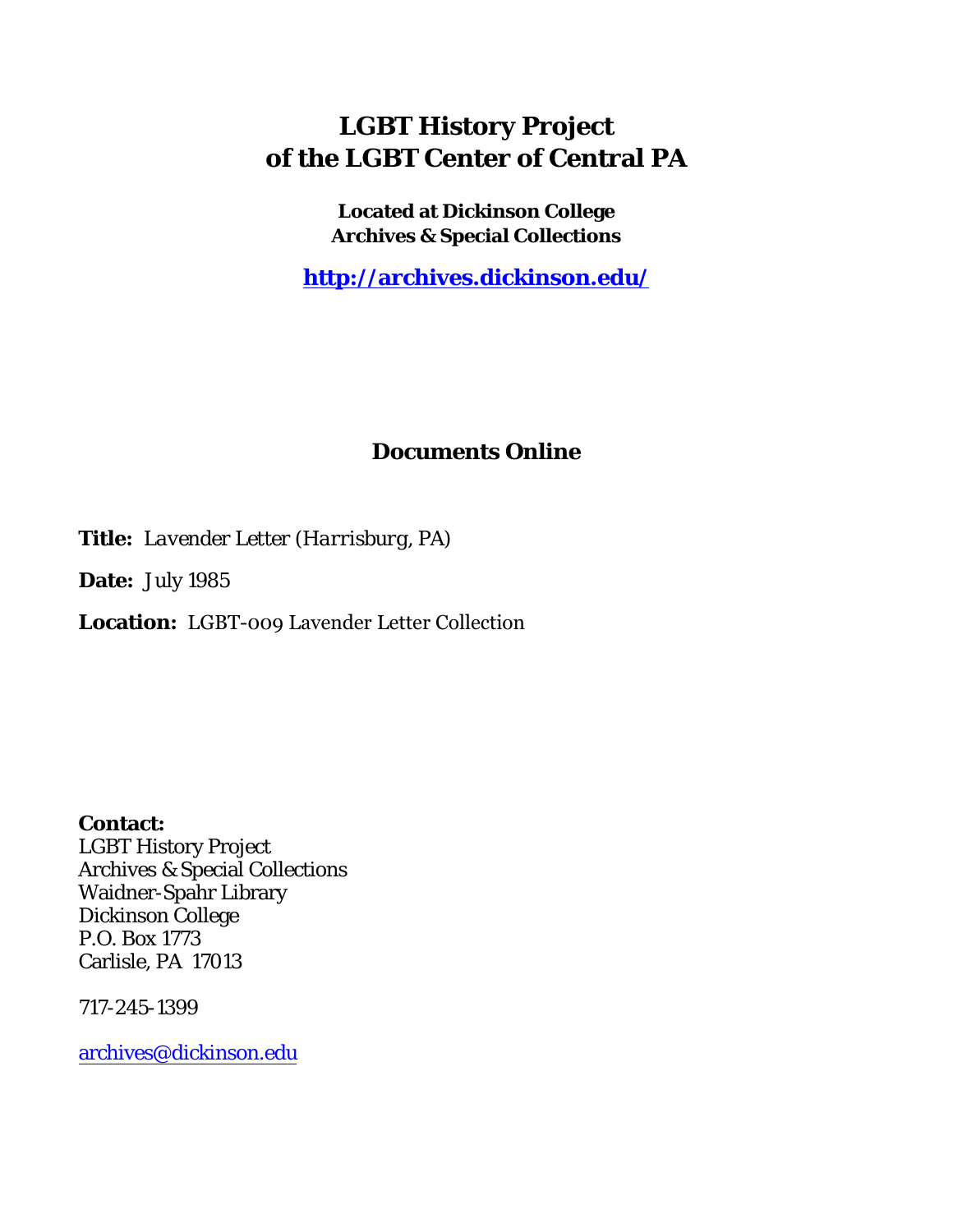# LGBT History Project
# of the LGBT Center of Central PA

**Located at Dickinson College**
**Archives & Special Collections**

**http://archives.dickinson.edu/**

## Documents Online

**Title:** *Lavender Letter (Harrisburg, PA)*

**Date:** July 1985

**Location:** LGBT-009 Lavender Letter Collection

**Contact:**
LGBT History Project
Archives & Special Collections
Waidner-Spahr Library
Dickinson College
P.O. Box 1773
Carlisle, PA 17013

717-245-1399

archives@dickinson.edu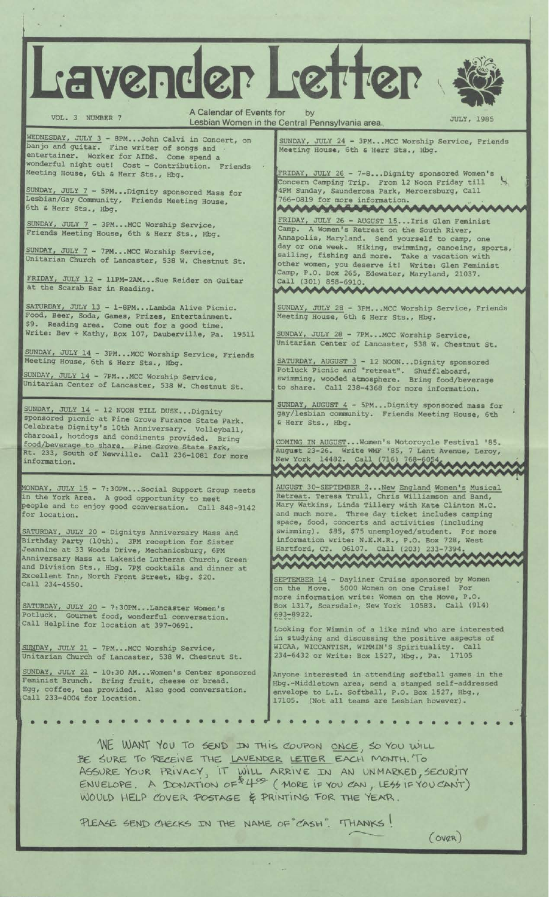# Lavender Letter

VOL. 3 NUMBER 7

A Calendar of Events for by Lesbian Women in the Central Pennsylvania area.

JULY, 1985

WEDNESDAY, JULY 3 - 8PM...John Calvi in Concert, on banjo and guitar. Fine writer of songs and entertainer. Worker for AIDS. Come spend a wonderful night out! Cost - Contribution. Friends Meeting House, 6th & Herr Sts., Hbg.

SUNDAY, JULY 7 - 5PM...Dignity sponsored Mass for Lesbian/Gay Community, Friends Meeting House, 6th & Herr Sts., Hbg.

SUNDAY, JULY 7 - 3PM...MCC Worship Service, Friends Meeting House, 6th & Herr Sts., Hbg.

SUNDAY, JULY 7 - 7PM...MCC Worship Service, Unitarian Church of Lancaster, 538 W. Chestnut St.

FRIDAY, JULY 12 - 11PM-2AM...Sue Reider on Guitar at the Scarab Bar in Reading.

SATURDAY, JULY 13 - 1-8PM...Lambda Alive Picnic. Food, Beer, Soda, Games, Prizes, Entertainment. $9. Reading area. Come out for a good time. Write: Bev + Kathy, Box 107, Dauberville, Pa. 19511

SUNDAY, JULY 14 - 3PM...MCC Worship Service, Friends Meeting House, 6th & Herr Sts., Hbg.

SUNDAY, JULY 14 - 7PM...MCC Worship Service, Unitarian Center of Lancaster, 538 W. Chestnut St.

SUNDAY, JULY 14 - 12 NOON TILL DUSK...Dignity sponsored picnic at Pine Grove Furance State Park. Celebrate Dignity's 10th Anniversary. Volleyball, charcoal, hotdogs and condiments provided. Bring food/beverage to share. Pine Grove State Park, Rt. 233, South of Newville. Call 236-1081 for more information.

MONDAY, JULY 15 - 7:30PM...Social Support Group meets in the York Area. A good opportunity to meet people and to enjoy good conversation. Call 848-9142 for location.

SATURDAY, JULY 20 - Dignitys Anniversary Mass and Birthday Party (10th). 3PM reception for Sister Jeannine at 33 Woods Drive, Mechanicsburg, 6PM Anniversary Mass at Lakeside Lutheran Church, Green and Division Sts., Hbg. 7PM cocktails and dinner at Excellent Inn, North Front Street, Hbg. $20. Call 234-4550.

SATURDAY, JULY 20 - 7:30PM...Lancaster Women's Potluck. Gourmet food, wonderful conversation. Call Helpline for location at 397-0691.

SUNDAY, JULY 21 - 7PM...MCC Worship Service, Unitarian Church of Lancaster, 538 W. Chestnut St.

SUNDAY, JULY 21 - 10:30 AM...Women's Center sponsored Feminist Brunch. Bring fruit, cheese or bread. Egg, coffee, tea provided. Also good conversation. Call 233-4004 for location.

SUNDAY, JULY 24 - 3PM...MCC Worship Service, Friends Meeting House, 6th & Herr Sts., Hbg.

FRIDAY, JULY 26 - 7-8...Dignity sponsored Women's Concern Camping Trip. From 12 Noon Friday till 4PM Sunday, Saunderosa Park, Mercersburg, Call 766-0819 for more information.

FRIDAY, JULY 26 - AUGUST 15...Iris Glen Feminist Camp. A Women's Retreat on the South River, Annapolis, Maryland. Send yourself to camp, one day or one week. Hiking, swimming, canoeing, sports, sailing, fishing and more. Take a vacation with other women, you deserve it! Write: Glen Feminist Camp, P.O. Box 265, Edewater, Maryland, 21037. Call (301) 858-6910.

SUNDAY, JULY 28 - 3PM...MCC Worship Service, Friends Meeting House, 6th & Herr Sts., Hbg.

SUNDAY, JULY 28 - 7PM...MCC Worship Service, Unitarian Center of Lancaster, 538 W. Chestnut St.

SATURDAY, AUGUST 3 - 12 NOON...Dignity sponsored Potluck Picnic and "retreat". Shuffleboard, swimming, wooded atmosphere. Bring food/beverage to share. Call 238-4368 for more information.

SUNDAY, AUGUST 4 - 5PM...Dignity sponsored mass for gay/lesbian community. Friends Meeting House, 6th & Herr Sts., Hbg.

COMING IN AUGUST...Women's Motorcycle Festival '85. August 23-26. Write WMF '85, 7 Lent Avenue, Leroy, New York 14482. Call (716) 768-6054.

AUGUST 30-SEPTEMBER 2...New England Women's Musical Retreat. Teresa Trull, Chris Williamson and Band, Mary Watkins, Linda Tillery with Kate Clinton M.C. and much more. Three day ticket includes camping space, food, concerts and activities (including swimming). $85, $75 unemployed/student. For more information write: N.E.M.R., P.O. Box 728, West Hartford, CT. 06107. Call (203) 233-7394.

SEPTEMBER 14 - Dayliner Cruise sponsored by Women on the Move. 5000 Women on one Cruise! For more information write: Women on the Move, P.O. Box 1317, Scarsdale, New York 10583. Call (914) 693-8922.

Looking for Wimmin of a like mind who are interested in studying and discussing the positive aspects of WICAA, WICCANTISM, WIMMIN'S Spirituality. Call 234-6432 or Write: Box 1527, Hbg., Pa. 17105

Anyone interested in attending softball games in the Hbg.-Middletown area, send a stamped self-addressed envelope to L.L. Softball, P.O. Box 1527, Hbg., 17105. (Not all teams are Lesbian however).

WE WANT YOU TO SEND IN THIS COUPON ONCE, SO YOU WILL BE SURE TO RECEIVE THE LAVENDER LETTER EACH MONTH. TO ASSURE YOUR PRIVACY, IT WILL ARRIVE IN AN UNMARKED, SECURITY ENVELOPE. A DONATION OF $4.00 (MORE IF YOU CAN, LESS IF YOU CAN'T) WOULD HELP COVER POSTAGE & PRINTING FOR THE YEAR.

PLEASE SEND CHECKS IN THE NAME OF "CASH". THANKS!

(OVER)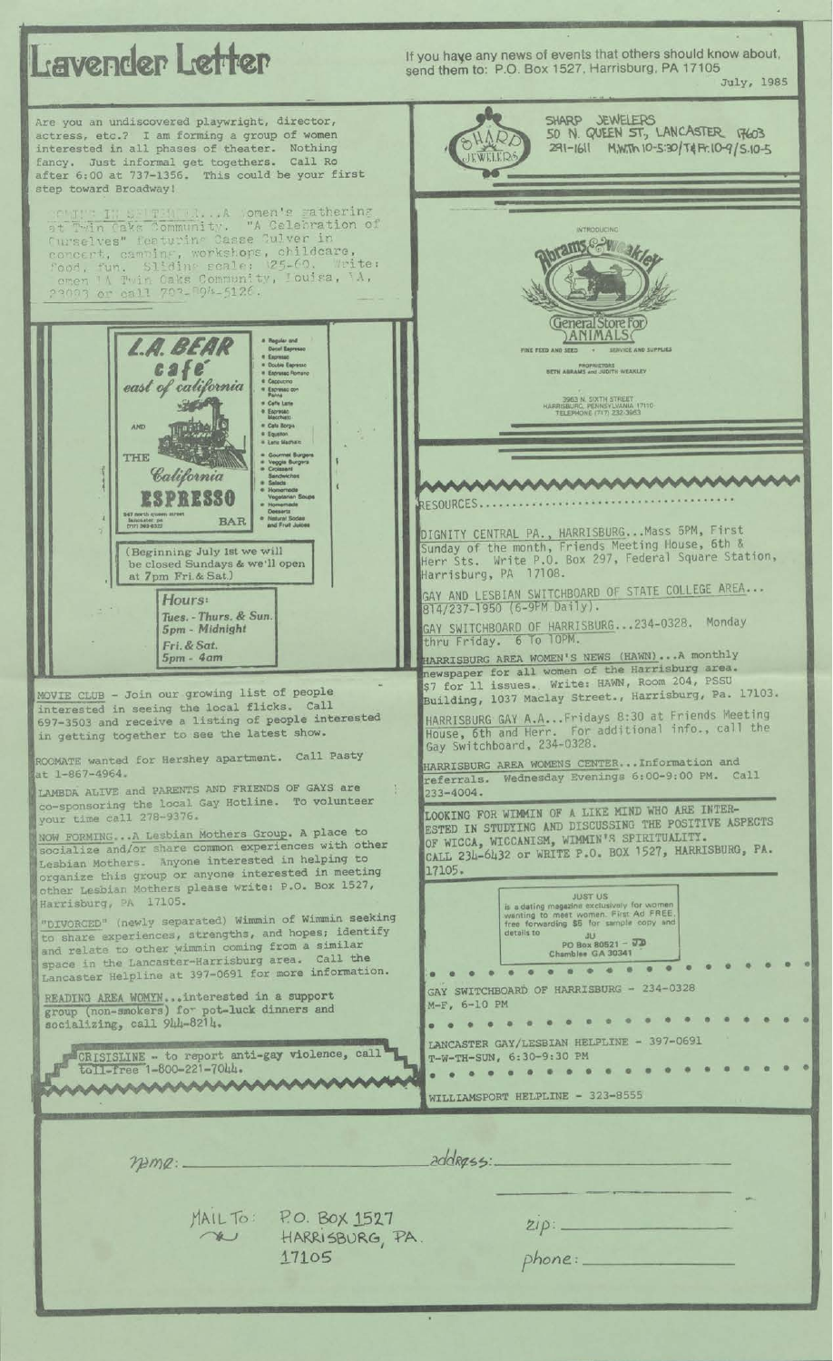# Lavender Letter

If you have any news of events that others should know about, send them to: P.O. Box 1527, Harrisburg, PA 17105

July, 1985

Are you an undiscovered playwright, director, actress, etc.? I am forming a group of women interested in all phases of theater. Nothing fancy. Just informal get togethers. Call Ro after 6:00 at 737-1356. This could be your first step toward Broadway!

COMING IN SEPTEMBER...A women's gathering at Twin Oaks Community. "A Celebration of Ourselves" featuring Casse Culver in concert, camping, workshops, childcare, food, fun. Sliding scale: $25-60. Write: Women At Twin Oaks Community, Louisa, VA, 23093 or call 703-894-5126.

**L.A. BEAR cafe east of california**

AND

**THE California ESPRESSO BAR**

547 north queen street lancaster pa (717) 393-6322

- Regular and Decaf Espresso
- Espresso
- Double Espresso
- Espresso Romano
- Cappucino
- Espresso con Panna
- Cafe Latte
- Espresso Macchiato
- Cafe Borgia
- Equator
- Latte Macchiato
- Gourmet Burgers
- Veggie Burgers
- Croissant Sandwiches
- Salads
- Homemade Vegetarian Soups
- Homemade Desserts
- Natural Sodas and Fruit Juices

(Beginning July 1st we will be closed Sundays & we'll open at 7pm Fri.& Sat.)

**Hours:**
Tues. - Thurs. & Sun. 5pm - Midnight
Fri. & Sat. 5pm - 4am

MOVIE CLUB - Join our growing list of people interested in seeing the local flicks. Call 697-3503 and receive a listing of people interested in getting together to see the latest show.

ROOMATE wanted for Hershey apartment. Call Pasty at 1-867-4964.

LAMBDA ALIVE and PARENTS AND FRIENDS OF GAYS are co-sponsoring the local Gay Hotline. To volunteer your time call 278-9376.

NOW FORMING...A Lesbian Mothers Group. A place to socialize and/or share common experiences with other Lesbian Mothers. Anyone interested in helping to organize this group or anyone interested in meeting other Lesbian Mothers please write: P.O. Box 1527, Harrisburg, PA 17105.

"DIVORCED" (newly separated) Wimmin of Wimmin seeking to share experiences, strengths, and hopes; identify and relate to other wimmin coming from a similar space in the Lancaster-Harrisburg area. Call the Lancaster Helpline at 397-0691 for more information.

READING AREA WOMYN...interested in a support group (non-smokers) for pot-luck dinners and socializing, call 944-8214.

CRISISLINE - to report anti-gay violence, call toll-free 1-800-221-7044.

**SHARP JEWELERS**
50 N. QUEEN ST, LANCASTER 17603
291-1611 M,W,Th 10-5:30/T&Fr. 10-9/S. 10-5

INTRODUCING

**Abrams & Weakley General Store For Animals**

FINE FEED AND SEED • SERVICE AND SUPPLIES

PROPRIETORS BETH ABRAMS and JUDITH WEAKLEY

3963 N. SIXTH STREET HARRISBURG, PENNSYLVANIA 17110 TELEPHONE (717) 232-3963

RESOURCES.......................................

DIGNITY CENTRAL PA., HARRISBURG...Mass 5PM, First Sunday of the month, Friends Meeting House, 6th & Herr Sts. Write P.O. Box 297, Federal Square Station, Harrisburg, PA 17108.

GAY AND LESBIAN SWITCHBOARD OF STATE COLLEGE AREA... 814/237-1950 (6-9PM Daily).

GAY SWITCHBOARD OF HARRISBURG...234-0328. Monday thru Friday. 6 To 10PM.

HARRISBURG AREA WOMEN'S NEWS (HAWN)...A monthly newspaper for all women of the Harrisburg area. $7 for 11 issues. Write: HAWN, Room 204, PSSU Building, 1037 Maclay Street., Harrisburg, Pa. 17103.

HARRISBURG GAY A.A...Fridays 8:30 at Friends Meeting House, 6th and Herr. For additional info., call the Gay Switchboard, 234-0328.

HARRISBURG AREA WOMENS CENTER...Information and referrals. Wednesday Evenings 6:00-9:00 PM. Call 233-4004.

LOOKING FOR WIMMIN OF A LIKE MIND WHO ARE INTERESTED IN STUDYING AND DISCUSSING THE POSITIVE ASPECTS OF WICCA, WICCANISM, WIMMIN'S SPIRITUALITY. CALL 234-6432 or WRITE P.O. BOX 1527, HARRISBURG, PA. 17105.

JUST US is a dating magazine exclusively for women wanting to meet women. First Ad FREE, free forwarding $5 for sample copy and details to JU PO Box 80521 - JD Chamblee GA 30341

GAY SWITCHBOARD OF HARRISBURG - 234-0328
M-F, 6-10 PM

LANCASTER GAY/LESBIAN HELPLINE - 397-0691
T-W-TH-SUN, 6:30-9:30 PM

WILLIAMSPORT HELPLINE - 323-8555

name: ______________________ address: ______________________

______________________

MAIL TO: P.O. BOX 1527
HARRISBURG, PA.
17105

zip: ______________________

phone: ______________________